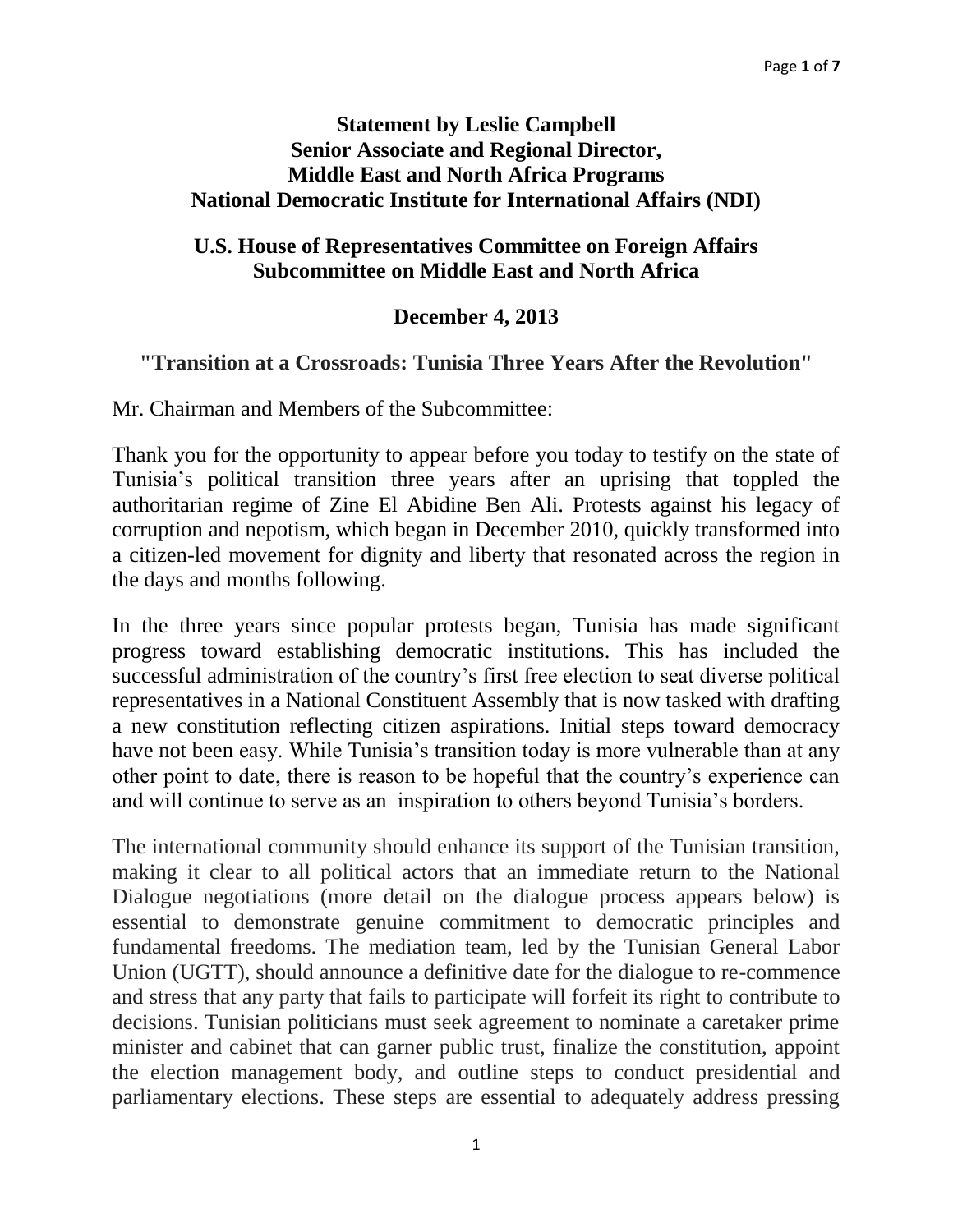**Statement by Leslie Campbell**
**Senior Associate and Regional Director,**
**Middle East and North Africa Programs**
**National Democratic Institute for International Affairs (NDI)**

**U.S. House of Representatives Committee on Foreign Affairs**
**Subcommittee on Middle East and North Africa**

**December 4, 2013**

**"Transition at a Crossroads: Tunisia Three Years After the Revolution"**

Mr. Chairman and Members of the Subcommittee:

Thank you for the opportunity to appear before you today to testify on the state of Tunisia's political transition three years after an uprising that toppled the authoritarian regime of Zine El Abidine Ben Ali. Protests against his legacy of corruption and nepotism, which began in December 2010, quickly transformed into a citizen-led movement for dignity and liberty that resonated across the region in the days and months following.

In the three years since popular protests began, Tunisia has made significant progress toward establishing democratic institutions. This has included the successful administration of the country's first free election to seat diverse political representatives in a National Constituent Assembly that is now tasked with drafting a new constitution reflecting citizen aspirations. Initial steps toward democracy have not been easy. While Tunisia's transition today is more vulnerable than at any other point to date, there is reason to be hopeful that the country's experience can and will continue to serve as an inspiration to others beyond Tunisia's borders.

The international community should enhance its support of the Tunisian transition, making it clear to all political actors that an immediate return to the National Dialogue negotiations (more detail on the dialogue process appears below) is essential to demonstrate genuine commitment to democratic principles and fundamental freedoms. The mediation team, led by the Tunisian General Labor Union (UGTT), should announce a definitive date for the dialogue to re-commence and stress that any party that fails to participate will forfeit its right to contribute to decisions. Tunisian politicians must seek agreement to nominate a caretaker prime minister and cabinet that can garner public trust, finalize the constitution, appoint the election management body, and outline steps to conduct presidential and parliamentary elections. These steps are essential to adequately address pressing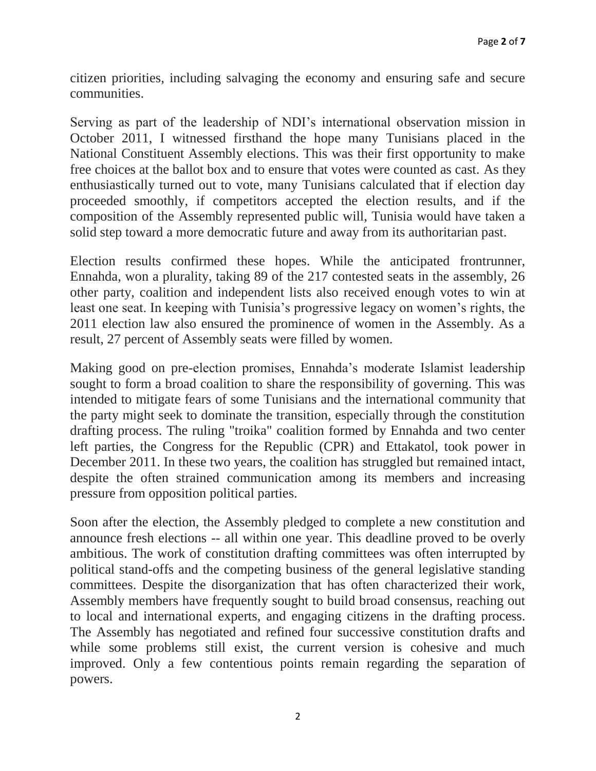citizen priorities, including salvaging the economy and ensuring safe and secure communities.

Serving as part of the leadership of NDI's international observation mission in October 2011, I witnessed firsthand the hope many Tunisians placed in the National Constituent Assembly elections. This was their first opportunity to make free choices at the ballot box and to ensure that votes were counted as cast. As they enthusiastically turned out to vote, many Tunisians calculated that if election day proceeded smoothly, if competitors accepted the election results, and if the composition of the Assembly represented public will, Tunisia would have taken a solid step toward a more democratic future and away from its authoritarian past.

Election results confirmed these hopes. While the anticipated frontrunner, Ennahda, won a plurality, taking 89 of the 217 contested seats in the assembly, 26 other party, coalition and independent lists also received enough votes to win at least one seat. In keeping with Tunisia's progressive legacy on women's rights, the 2011 election law also ensured the prominence of women in the Assembly. As a result, 27 percent of Assembly seats were filled by women.

Making good on pre-election promises, Ennahda's moderate Islamist leadership sought to form a broad coalition to share the responsibility of governing. This was intended to mitigate fears of some Tunisians and the international community that the party might seek to dominate the transition, especially through the constitution drafting process. The ruling "troika" coalition formed by Ennahda and two center left parties, the Congress for the Republic (CPR) and Ettakatol, took power in December 2011. In these two years, the coalition has struggled but remained intact, despite the often strained communication among its members and increasing pressure from opposition political parties.

Soon after the election, the Assembly pledged to complete a new constitution and announce fresh elections -- all within one year. This deadline proved to be overly ambitious. The work of constitution drafting committees was often interrupted by political stand-offs and the competing business of the general legislative standing committees. Despite the disorganization that has often characterized their work, Assembly members have frequently sought to build broad consensus, reaching out to local and international experts, and engaging citizens in the drafting process. The Assembly has negotiated and refined four successive constitution drafts and while some problems still exist, the current version is cohesive and much improved. Only a few contentious points remain regarding the separation of powers.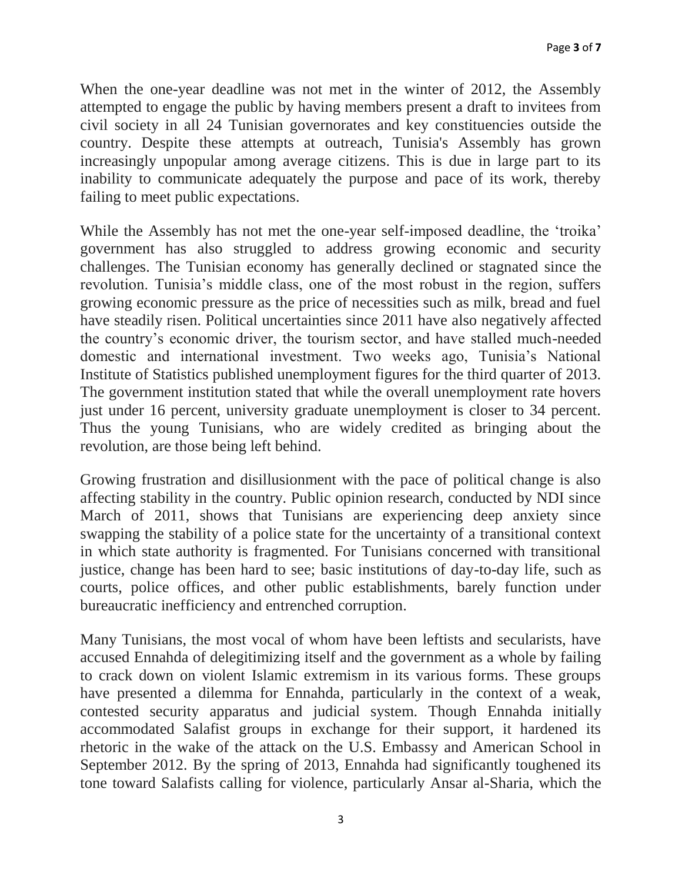When the one-year deadline was not met in the winter of 2012, the Assembly attempted to engage the public by having members present a draft to invitees from civil society in all 24 Tunisian governorates and key constituencies outside the country. Despite these attempts at outreach, Tunisia's Assembly has grown increasingly unpopular among average citizens. This is due in large part to its inability to communicate adequately the purpose and pace of its work, thereby failing to meet public expectations.

While the Assembly has not met the one-year self-imposed deadline, the 'troika' government has also struggled to address growing economic and security challenges. The Tunisian economy has generally declined or stagnated since the revolution. Tunisia's middle class, one of the most robust in the region, suffers growing economic pressure as the price of necessities such as milk, bread and fuel have steadily risen. Political uncertainties since 2011 have also negatively affected the country's economic driver, the tourism sector, and have stalled much-needed domestic and international investment. Two weeks ago, Tunisia's National Institute of Statistics published unemployment figures for the third quarter of 2013. The government institution stated that while the overall unemployment rate hovers just under 16 percent, university graduate unemployment is closer to 34 percent. Thus the young Tunisians, who are widely credited as bringing about the revolution, are those being left behind.

Growing frustration and disillusionment with the pace of political change is also affecting stability in the country. Public opinion research, conducted by NDI since March of 2011, shows that Tunisians are experiencing deep anxiety since swapping the stability of a police state for the uncertainty of a transitional context in which state authority is fragmented. For Tunisians concerned with transitional justice, change has been hard to see; basic institutions of day-to-day life, such as courts, police offices, and other public establishments, barely function under bureaucratic inefficiency and entrenched corruption.

Many Tunisians, the most vocal of whom have been leftists and secularists, have accused Ennahda of delegitimizing itself and the government as a whole by failing to crack down on violent Islamic extremism in its various forms. These groups have presented a dilemma for Ennahda, particularly in the context of a weak, contested security apparatus and judicial system. Though Ennahda initially accommodated Salafist groups in exchange for their support, it hardened its rhetoric in the wake of the attack on the U.S. Embassy and American School in September 2012. By the spring of 2013, Ennahda had significantly toughened its tone toward Salafists calling for violence, particularly Ansar al-Sharia, which the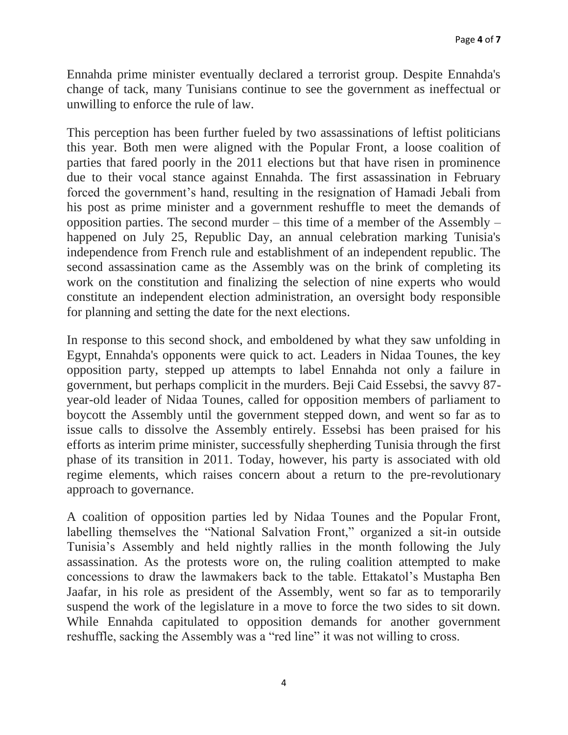Ennahda prime minister eventually declared a terrorist group. Despite Ennahda's change of tack, many Tunisians continue to see the government as ineffectual or unwilling to enforce the rule of law.

This perception has been further fueled by two assassinations of leftist politicians this year. Both men were aligned with the Popular Front, a loose coalition of parties that fared poorly in the 2011 elections but that have risen in prominence due to their vocal stance against Ennahda. The first assassination in February forced the government's hand, resulting in the resignation of Hamadi Jebali from his post as prime minister and a government reshuffle to meet the demands of opposition parties. The second murder – this time of a member of the Assembly – happened on July 25, Republic Day, an annual celebration marking Tunisia's independence from French rule and establishment of an independent republic. The second assassination came as the Assembly was on the brink of completing its work on the constitution and finalizing the selection of nine experts who would constitute an independent election administration, an oversight body responsible for planning and setting the date for the next elections.

In response to this second shock, and emboldened by what they saw unfolding in Egypt, Ennahda's opponents were quick to act. Leaders in Nidaa Tounes, the key opposition party, stepped up attempts to label Ennahda not only a failure in government, but perhaps complicit in the murders. Beji Caid Essebsi, the savvy 87-year-old leader of Nidaa Tounes, called for opposition members of parliament to boycott the Assembly until the government stepped down, and went so far as to issue calls to dissolve the Assembly entirely. Essebsi has been praised for his efforts as interim prime minister, successfully shepherding Tunisia through the first phase of its transition in 2011. Today, however, his party is associated with old regime elements, which raises concern about a return to the pre-revolutionary approach to governance.

A coalition of opposition parties led by Nidaa Tounes and the Popular Front, labelling themselves the "National Salvation Front," organized a sit-in outside Tunisia's Assembly and held nightly rallies in the month following the July assassination. As the protests wore on, the ruling coalition attempted to make concessions to draw the lawmakers back to the table. Ettakatol's Mustapha Ben Jaafar, in his role as president of the Assembly, went so far as to temporarily suspend the work of the legislature in a move to force the two sides to sit down. While Ennahda capitulated to opposition demands for another government reshuffle, sacking the Assembly was a "red line" it was not willing to cross.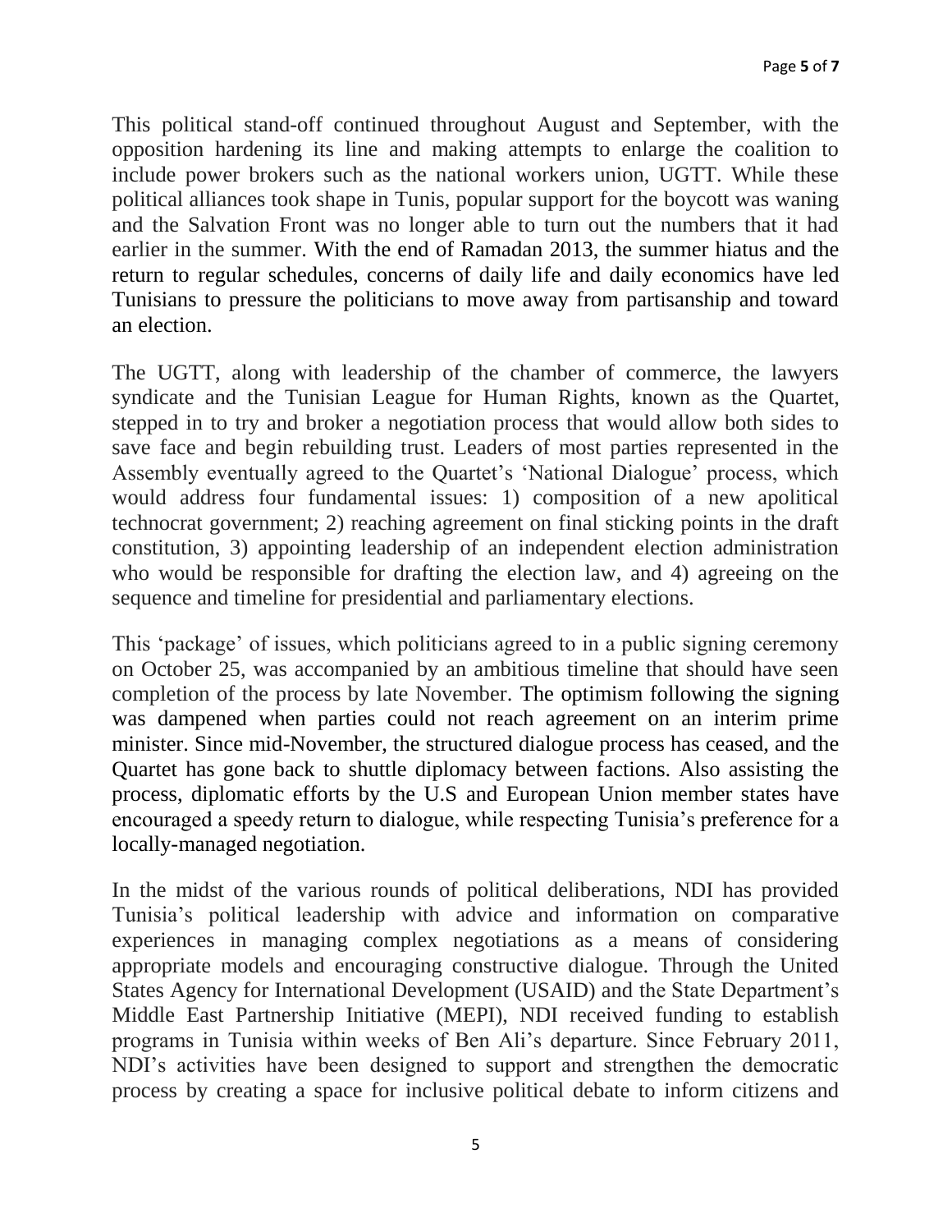This political stand-off continued throughout August and September, with the opposition hardening its line and making attempts to enlarge the coalition to include power brokers such as the national workers union, UGTT. While these political alliances took shape in Tunis, popular support for the boycott was waning and the Salvation Front was no longer able to turn out the numbers that it had earlier in the summer. With the end of Ramadan 2013, the summer hiatus and the return to regular schedules, concerns of daily life and daily economics have led Tunisians to pressure the politicians to move away from partisanship and toward an election.

The UGTT, along with leadership of the chamber of commerce, the lawyers syndicate and the Tunisian League for Human Rights, known as the Quartet, stepped in to try and broker a negotiation process that would allow both sides to save face and begin rebuilding trust. Leaders of most parties represented in the Assembly eventually agreed to the Quartet's 'National Dialogue' process, which would address four fundamental issues: 1) composition of a new apolitical technocrat government; 2) reaching agreement on final sticking points in the draft constitution, 3) appointing leadership of an independent election administration who would be responsible for drafting the election law, and 4) agreeing on the sequence and timeline for presidential and parliamentary elections.

This 'package' of issues, which politicians agreed to in a public signing ceremony on October 25, was accompanied by an ambitious timeline that should have seen completion of the process by late November. The optimism following the signing was dampened when parties could not reach agreement on an interim prime minister. Since mid-November, the structured dialogue process has ceased, and the Quartet has gone back to shuttle diplomacy between factions. Also assisting the process, diplomatic efforts by the U.S and European Union member states have encouraged a speedy return to dialogue, while respecting Tunisia's preference for a locally-managed negotiation.

In the midst of the various rounds of political deliberations, NDI has provided Tunisia's political leadership with advice and information on comparative experiences in managing complex negotiations as a means of considering appropriate models and encouraging constructive dialogue. Through the United States Agency for International Development (USAID) and the State Department's Middle East Partnership Initiative (MEPI), NDI received funding to establish programs in Tunisia within weeks of Ben Ali's departure. Since February 2011, NDI's activities have been designed to support and strengthen the democratic process by creating a space for inclusive political debate to inform citizens and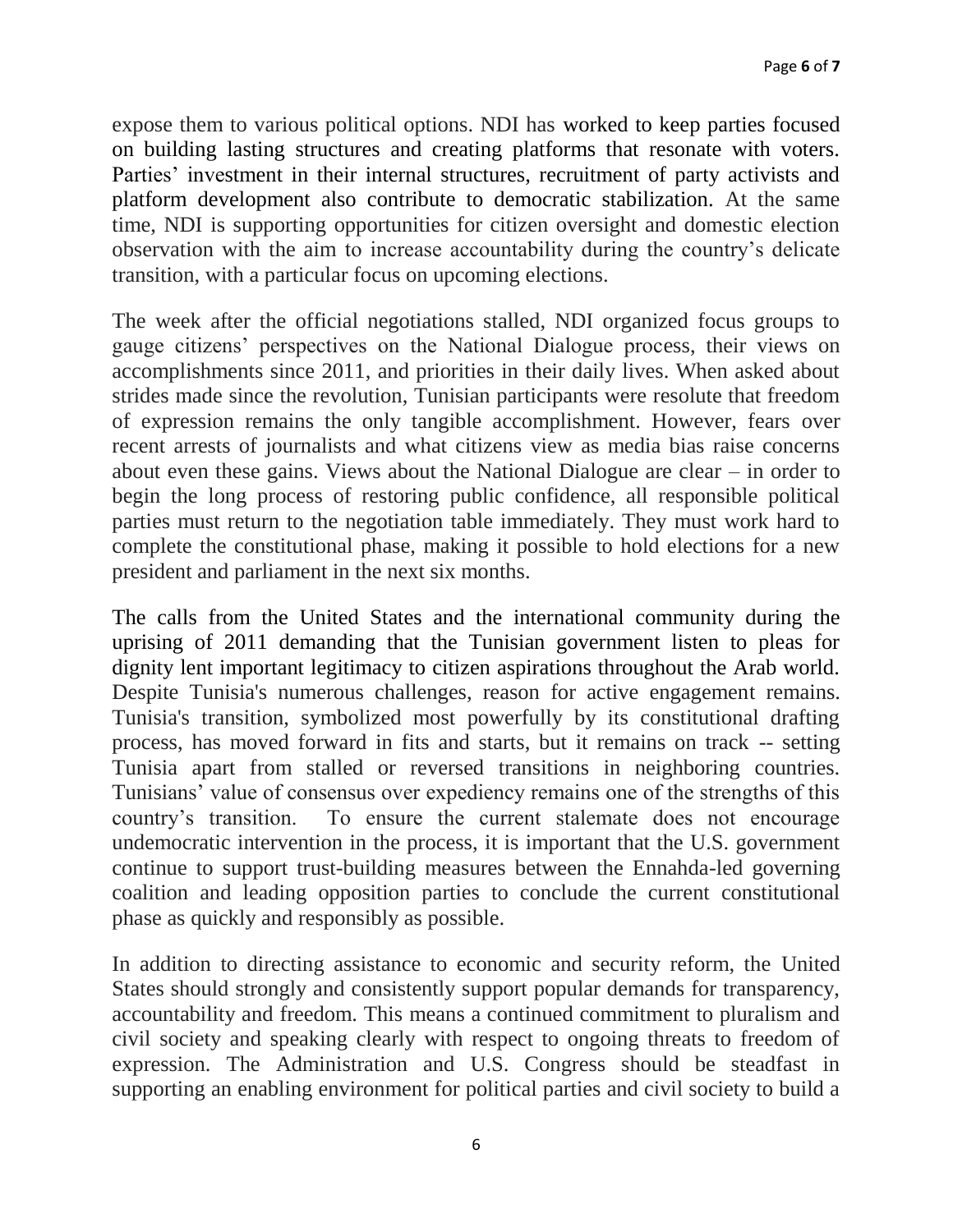expose them to various political options. NDI has worked to keep parties focused on building lasting structures and creating platforms that resonate with voters. Parties' investment in their internal structures, recruitment of party activists and platform development also contribute to democratic stabilization. At the same time, NDI is supporting opportunities for citizen oversight and domestic election observation with the aim to increase accountability during the country's delicate transition, with a particular focus on upcoming elections.

The week after the official negotiations stalled, NDI organized focus groups to gauge citizens' perspectives on the National Dialogue process, their views on accomplishments since 2011, and priorities in their daily lives. When asked about strides made since the revolution, Tunisian participants were resolute that freedom of expression remains the only tangible accomplishment. However, fears over recent arrests of journalists and what citizens view as media bias raise concerns about even these gains. Views about the National Dialogue are clear – in order to begin the long process of restoring public confidence, all responsible political parties must return to the negotiation table immediately. They must work hard to complete the constitutional phase, making it possible to hold elections for a new president and parliament in the next six months.

The calls from the United States and the international community during the uprising of 2011 demanding that the Tunisian government listen to pleas for dignity lent important legitimacy to citizen aspirations throughout the Arab world. Despite Tunisia's numerous challenges, reason for active engagement remains. Tunisia's transition, symbolized most powerfully by its constitutional drafting process, has moved forward in fits and starts, but it remains on track -- setting Tunisia apart from stalled or reversed transitions in neighboring countries. Tunisians' value of consensus over expediency remains one of the strengths of this country's transition. To ensure the current stalemate does not encourage undemocratic intervention in the process, it is important that the U.S. government continue to support trust-building measures between the Ennahda-led governing coalition and leading opposition parties to conclude the current constitutional phase as quickly and responsibly as possible.

In addition to directing assistance to economic and security reform, the United States should strongly and consistently support popular demands for transparency, accountability and freedom. This means a continued commitment to pluralism and civil society and speaking clearly with respect to ongoing threats to freedom of expression. The Administration and U.S. Congress should be steadfast in supporting an enabling environment for political parties and civil society to build a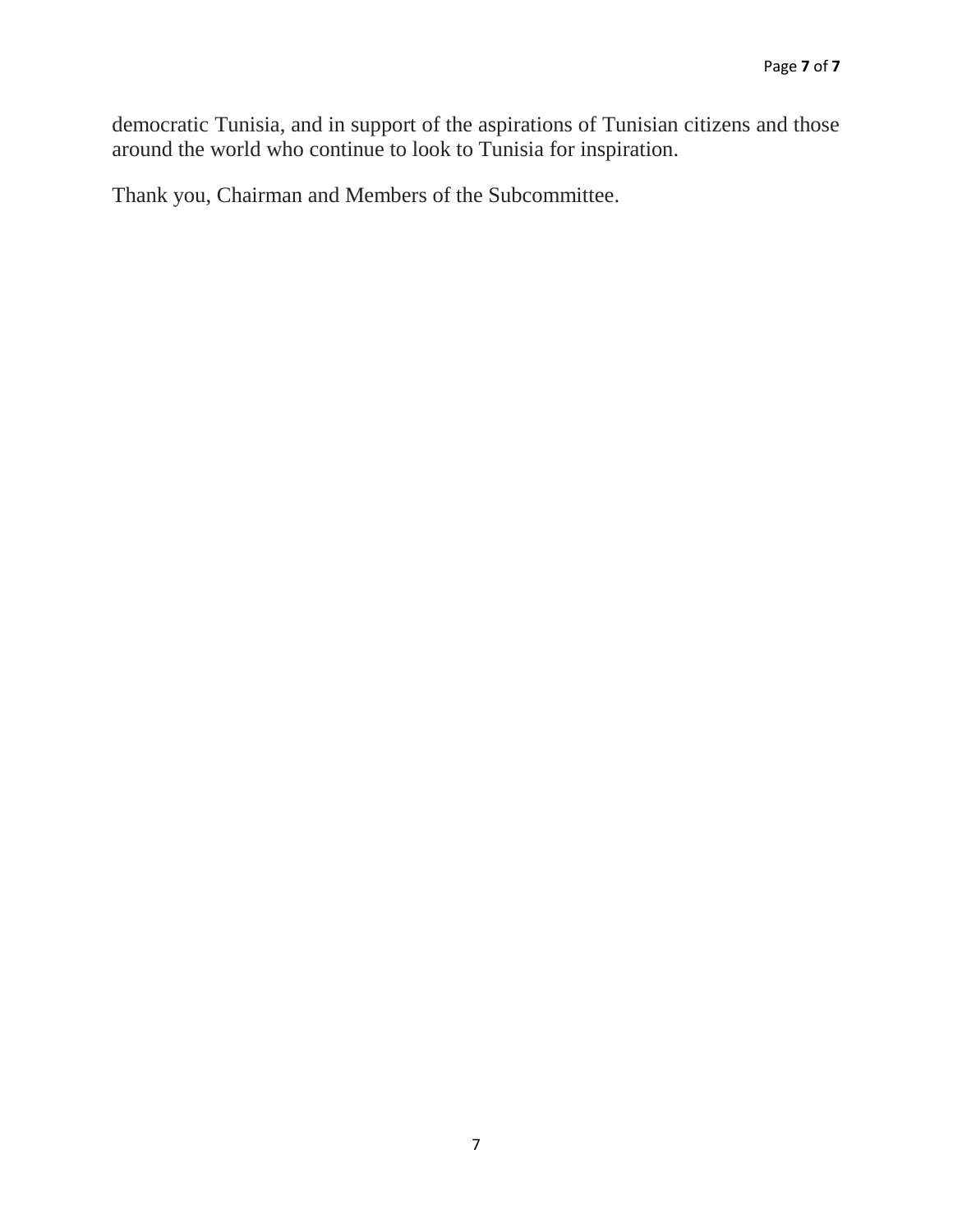democratic Tunisia, and in support of the aspirations of Tunisian citizens and those around the world who continue to look to Tunisia for inspiration.

Thank you, Chairman and Members of the Subcommittee.